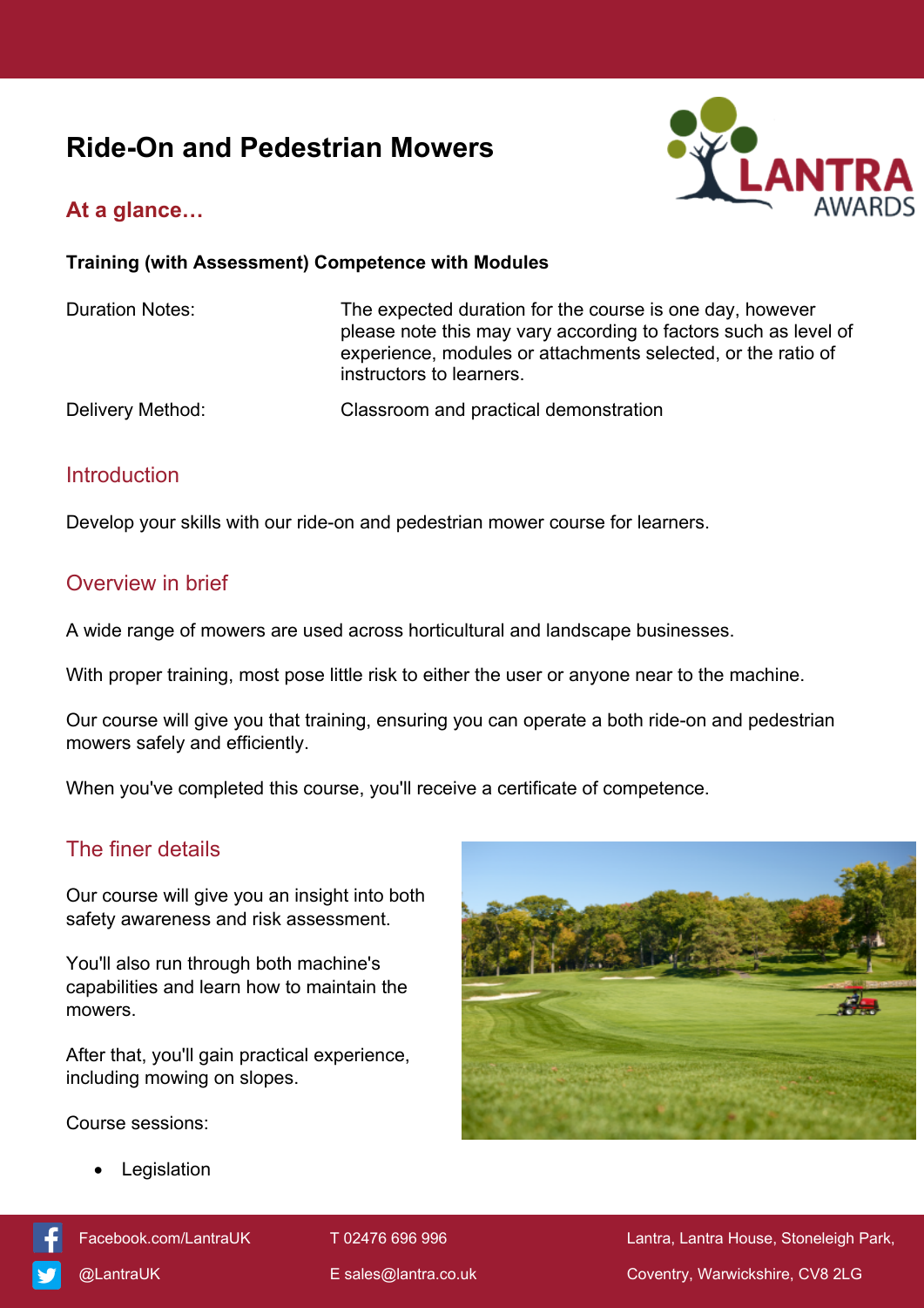# Ride-On and Pedestrian Mowers

## At a glance…

**Training (with Assessment) Competence with Modules**

| | |
|---|---|
| Duration Notes: | The expected duration for the course is one day, however please note this may vary according to factors such as level of experience, modules or attachments selected, or the ratio of instructors to learners. |
| Delivery Method: | Classroom and practical demonstration |

## Introduction

Develop your skills with our ride-on and pedestrian mower course for learners.

## Overview in brief

A wide range of mowers are used across horticultural and landscape businesses.

With proper training, most pose little risk to either the user or anyone near to the machine.

Our course will give you that training, ensuring you can operate a both ride-on and pedestrian mowers safely and efficiently.

When you've completed this course, you'll receive a certificate of competence.

## The finer details

Our course will give you an insight into both safety awareness and risk assessment.

You'll also run through both machine's capabilities and learn how to maintain the mowers.

After that, you'll gain practical experience, including mowing on slopes.

Course sessions:

- Legislation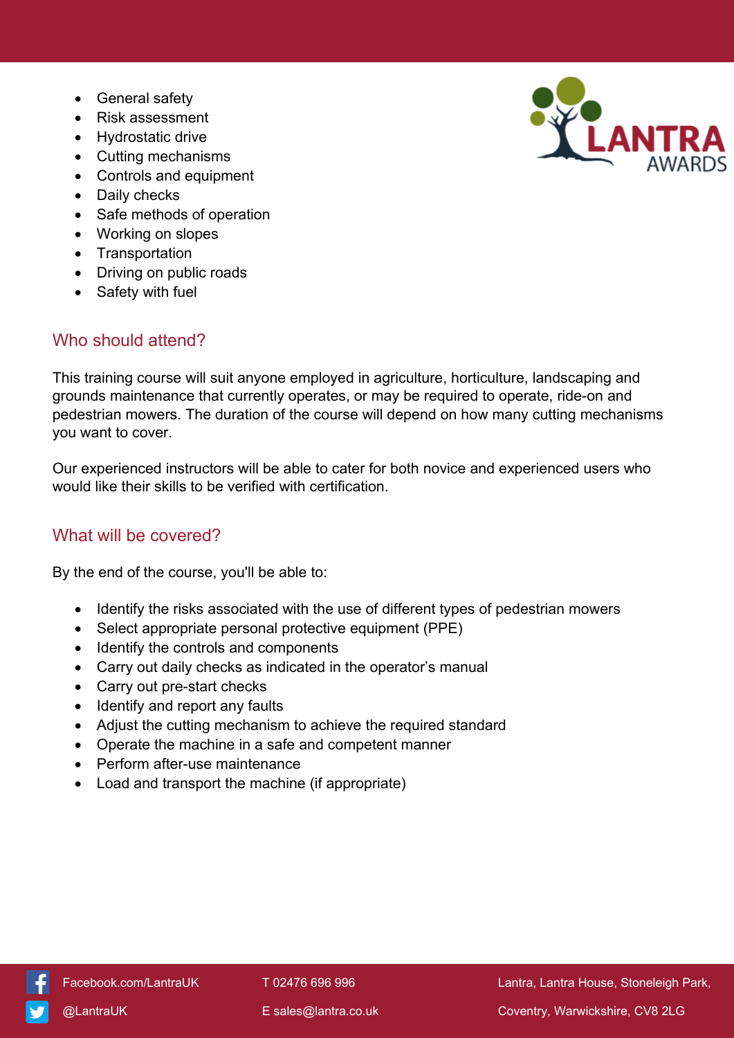- General safety
- Risk assessment
- Hydrostatic drive
- Cutting mechanisms
- Controls and equipment
- Daily checks
- Safe methods of operation
- Working on slopes
- Transportation
- Driving on public roads
- Safety with fuel

## Who should attend?

This training course will suit anyone employed in agriculture, horticulture, landscaping and grounds maintenance that currently operates, or may be required to operate, ride-on and pedestrian mowers. The duration of the course will depend on how many cutting mechanisms you want to cover.

Our experienced instructors will be able to cater for both novice and experienced users who would like their skills to be verified with certification.

## What will be covered?

By the end of the course, you'll be able to:

- Identify the risks associated with the use of different types of pedestrian mowers
- Select appropriate personal protective equipment (PPE)
- Identify the controls and components
- Carry out daily checks as indicated in the operator's manual
- Carry out pre-start checks
- Identify and report any faults
- Adjust the cutting mechanism to achieve the required standard
- Operate the machine in a safe and competent manner
- Perform after-use maintenance
- Load and transport the machine (if appropriate)

Facebook.com/LantraUK
@LantraUK
T 02476 696 996
E sales@lantra.co.uk
Lantra, Lantra House, Stoneleigh Park, Coventry, Warwickshire, CV8 2LG